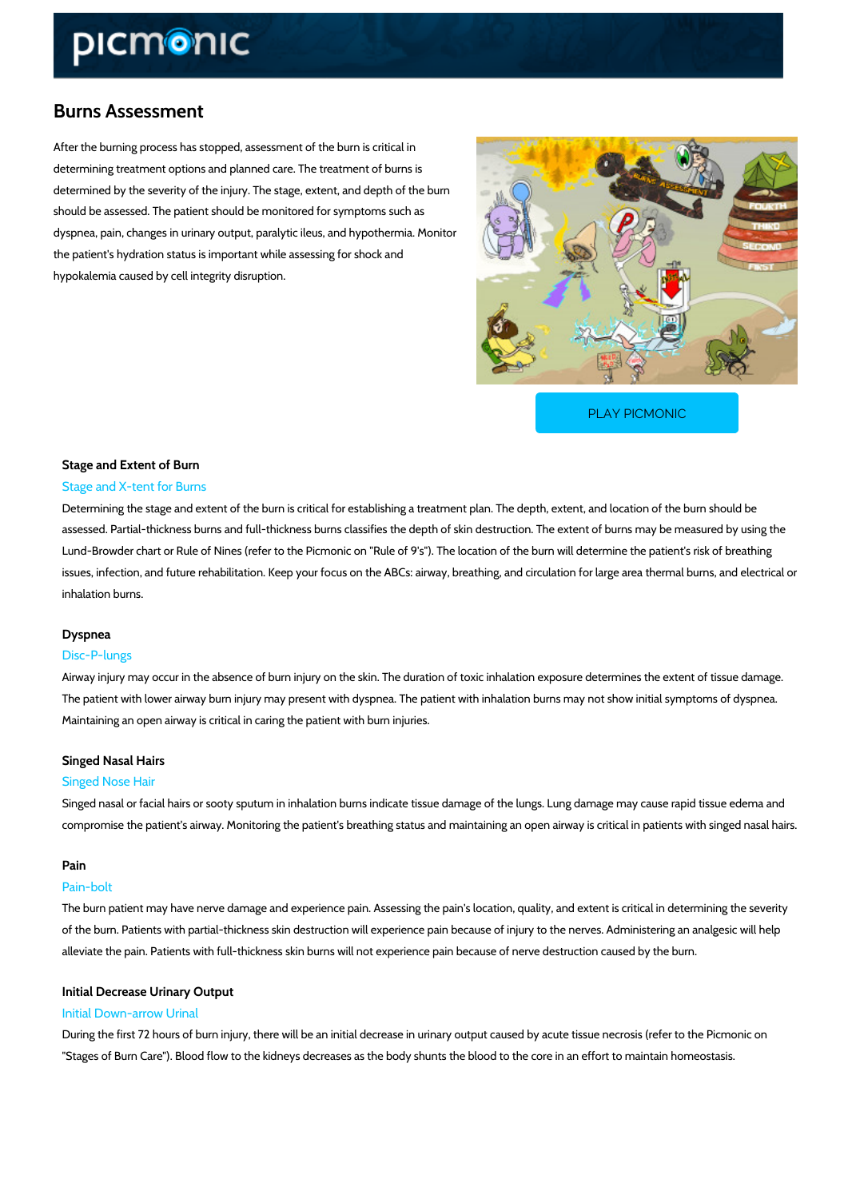# Burns Assessment

After the burning process has stopped, assessment of the burn is critical in determining treatment options and planned care. The treatment of burns is determined by the severity of the injury. The stage, extent, and depth of the burn should be assessed. The patient should be monitored for symptoms such as dyspnea, pain, changes in urinary output, paralytic ileus, and hypothermia. Monitor the patient's hydration status is important while assessing for shock and hypokalemia caused by cell integrity disruption.

PLAY PICMONIC

### Stage and Extent of Burn

Stage and X-tent for Burns

Determining the stage and extent of the burn is critical for establishing a treatment plan. The depth, extent, and location of the burn should be assessed. Partial-thickness burns and full-thickness burns classifies the depth of skin destruction. The extent of burns may be measured by using the Lund-Browder chart or Rule of Nines (refer to the Picmonic on "Rule of 9's"). The location of the burn will determine the patient's risk of breathing issues, infection, and future rehabilitation. Keep your focus on the ABCs: airway, breathing, and circulation for large area thermal burns, and electrical or inhalation burns.

### Dyspnea

Disc-P-lungs

Airway injury may occur in the absence of burn injury on the skin. The duration of toxic inhalation exposure determines the extent of tissue damage. The patient with lower airway burn injury may present with dyspnea. The patient with inhalation burns may not show initial symptoms of dyspnea. Maintaining an open airway is critical in caring the patient with burn injuries.

### Singed Nasal Hairs

Singed Nose Hair

Singed nasal or facial hairs or sooty sputum in inhalation burns indicate tissue damage of the lungs. Lung damage may cause rapid tissue edema and compromise the patient's airway. Monitoring the patient's breathing status and maintaining an open airway is critical in patients with singed nasal hairs.

### Pain

Pain-bolt

The burn patient may have nerve damage and experience pain. Assessing the pain's location, quality, and extent is critical in determining the severity of the burn. Patients with partial-thickness skin destruction will experience pain because of injury to the nerves. Administering an analgesic will help alleviate the pain. Patients with full-thickness skin burns will not experience pain because of nerve destruction caused by the burn.

### Initial Decrease Urinary Output

Initial Down-arrow Urinal

During the first 72 hours of burn injury, there will be an initial decrease in urinary output caused by acute tissue necrosis (refer to the Picmonic on "Stages of Burn Care"). Blood flow to the kidneys decreases as the body shunts the blood to the core in an effort to maintain homeostasis.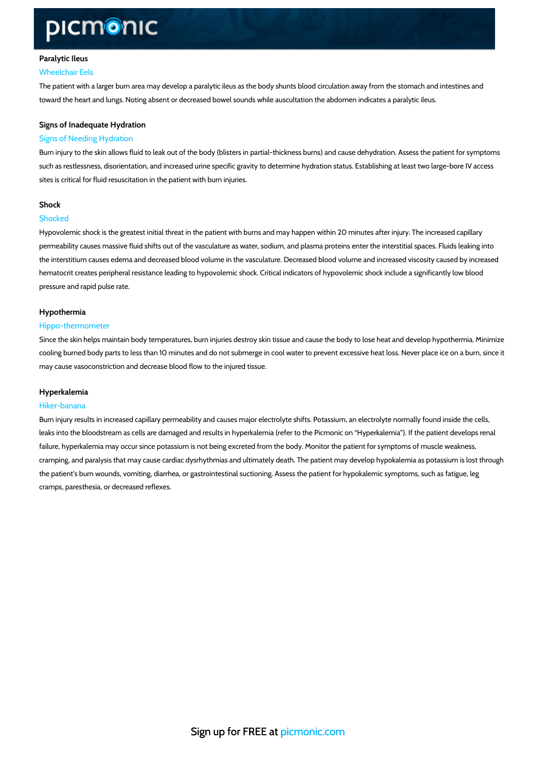### Paralytic Ileus

Wheelchair Eels

The patient with a larger burn area may develop a paralytic ileus as the body shunts blood circulation away from the stomach and intestines and toward the heart and lungs. Noting absent or decreased bowel sounds while auscultation the abdomen indicates a paralytic ileus.

### Signs of Inadequate Hydration

Signs of Needing Hydration

Burn injury to the skin allows fluid to leak out of the body (blisters in partial-thickness burns) and cause dehydration. Assess the patient for symptoms such as restlessness, disorientation, and increased urine specific gravity to determine hydration status. Establishing at least two large-bore IV access sites is critical for fluid resuscitation in the patient with burn injuries.

### Shock

Shocked

Hypovolemic shock is the greatest initial threat in the patient with burns and may happen within 20 minutes after injury. The increased capillary permeability causes massive fluid shifts out of the vasculature as water, sodium, and plasma proteins enter the interstitial spaces. Fluids leaking into the interstitium causes edema and decreased blood volume in the vasculature. Decreased blood volume and increased viscosity caused by increased hematocrit creates peripheral resistance leading to hypovolemic shock. Critical indicators of hypovolemic shock include a significantly low blood pressure and rapid pulse rate.

### Hypothermia

Hippo-thermometer

Since the skin helps maintain body temperatures, burn injuries destroy skin tissue and cause the body to lose heat and develop hypothermia. Minimize cooling burned body parts to less than 10 minutes and do not submerge in cool water to prevent excessive heat loss. Never place ice on a burn, since it may cause vasoconstriction and decrease blood flow to the injured tissue.

### Hyperkalemia

Hiker-banana

Burn injury results in increased capillary permeability and causes major electrolyte shifts. Potassium, an electrolyte normally found inside the cells, leaks into the bloodstream as cells are damaged and results in hyperkalemia (refer to the Picmonic on “Hyperkalemia”). If the patient develops renal failure, hyperkalemia may occur since potassium is not being excreted from the body. Monitor the patient for symptoms of muscle weakness, cramping, and paralysis that may cause cardiac dysrhythmias and ultimately death. The patient may develop hypokalemia as potassium is lost through the patient's burn wounds, vomiting, diarrhea, or gastrointestinal suctioning. Assess the patient for hypokalemic symptoms, such as fatigue, leg cramps, paresthesia, or decreased reflexes.